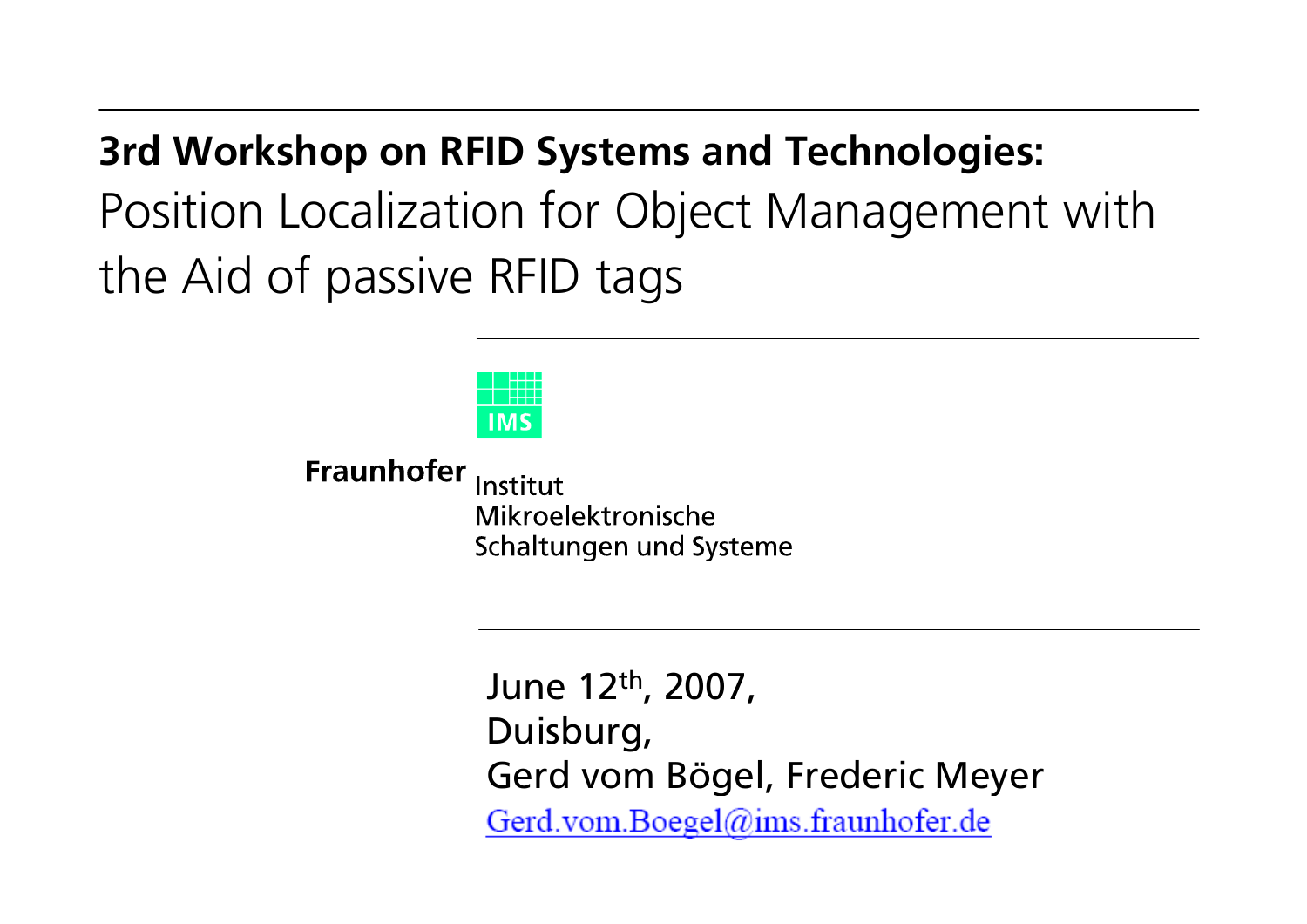# 3rd Workshop on RFID Systems and Technologies:

Position Localization for Object Management with the Aid of passive RFID tags

IMS

**Fraunhofer** Institut Mikroelektronische Schaltungen und Systeme

June 12th, 2007,
Duisburg,
Gerd vom Bögel, Frederic Meyer
Gerd.vom.Boegel@ims.fraunhofer.de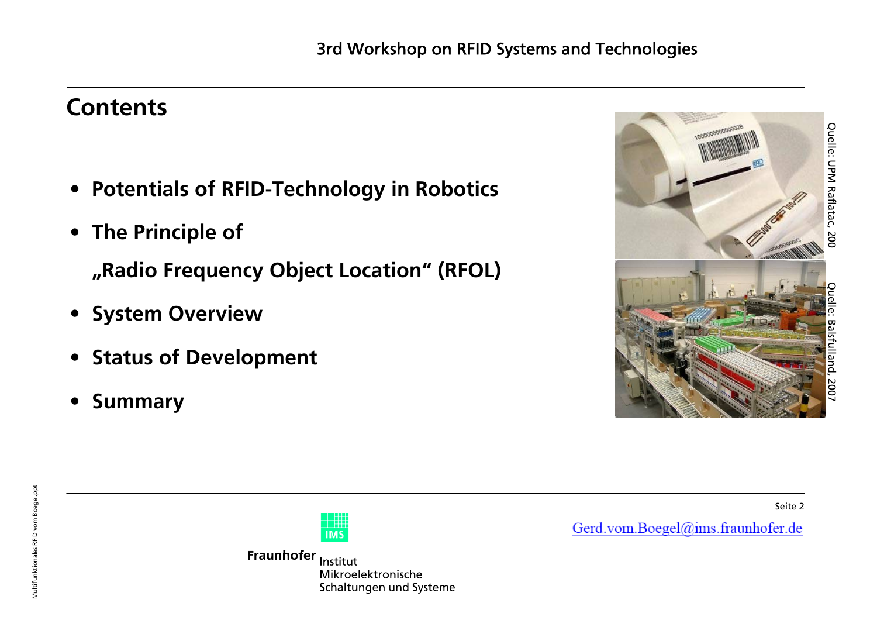## Contents

- **Potentials of RFID-Technology in Robotics**
- **The Principle of „Radio Frequency Object Location“ (RFOL)**
- **System Overview**
- **Status of Development**
- **Summary**

Quelle: UPM Raflatac, 200

Quelle: Balsfulland, 2007

Gerd.vom.Boegel@ims.fraunhofer.de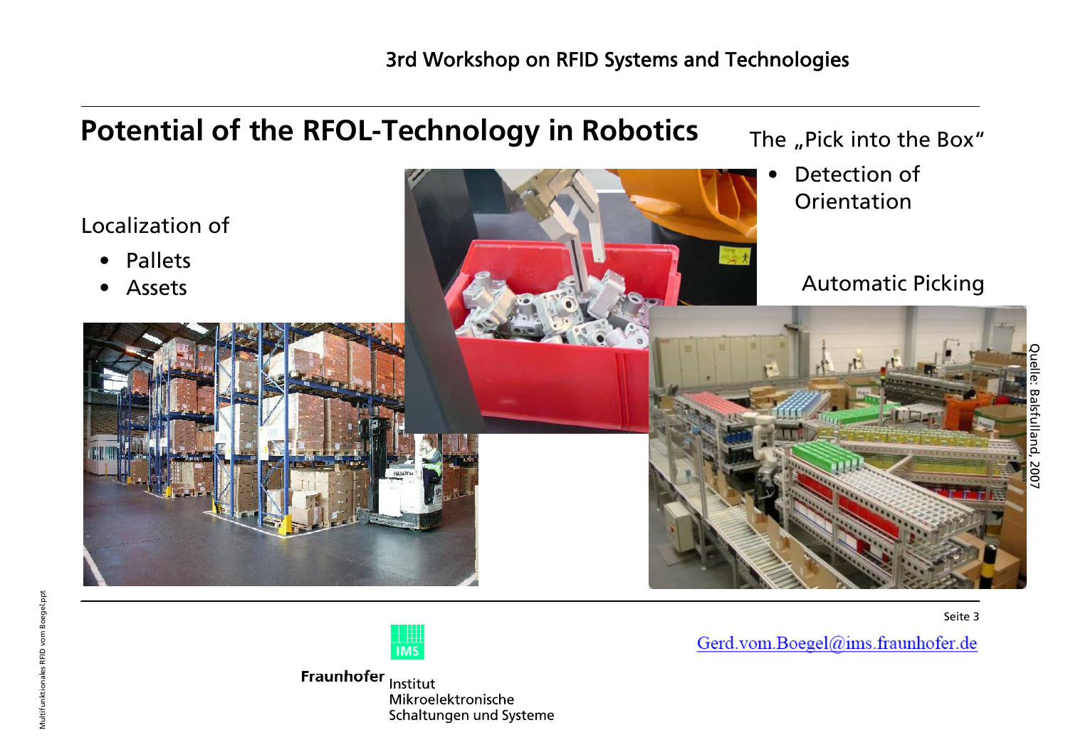# Potential of the RFOL-Technology in Robotics

Localization of

- Pallets
- Assets

The „Pick into the Box“

- Detection of Orientation

Automatic Picking

Quelle: Balsfulland, 2007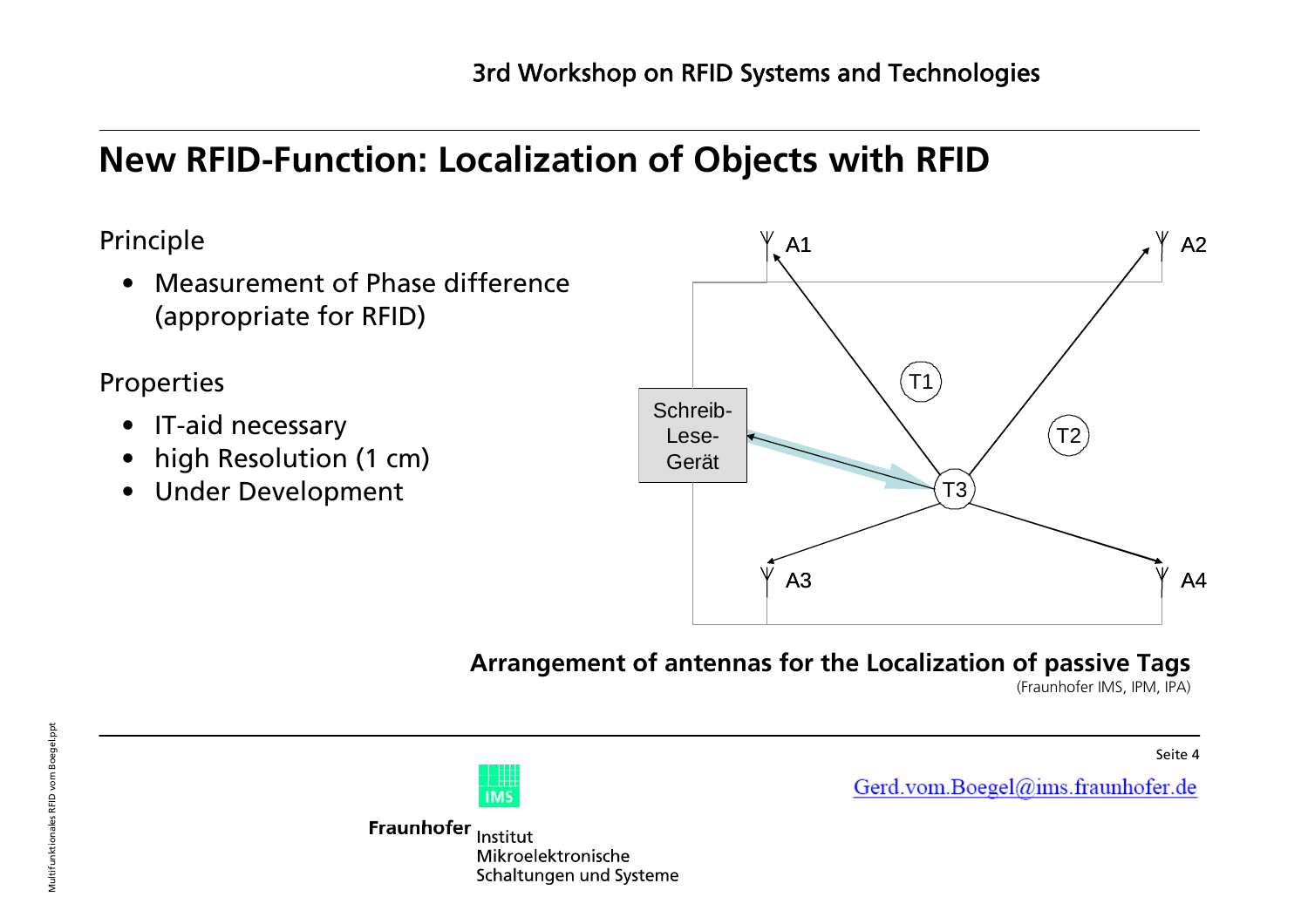# New RFID-Function: Localization of Objects with RFID

Principle

- Measurement of Phase difference (appropriate for RFID)

Properties

- IT-aid necessary
- high Resolution (1 cm)
- Under Development

A1 A2 T1 T2 T3 A3 A4 Schreib-Lese-Gerät

**Arrangement of antennas for the Localization of passive Tags**

(Fraunhofer IMS, IPM, IPA)

Gerd.vom.Boegel@ims.fraunhofer.de

Fraunhofer Institut Mikroelektronische Schaltungen und Systeme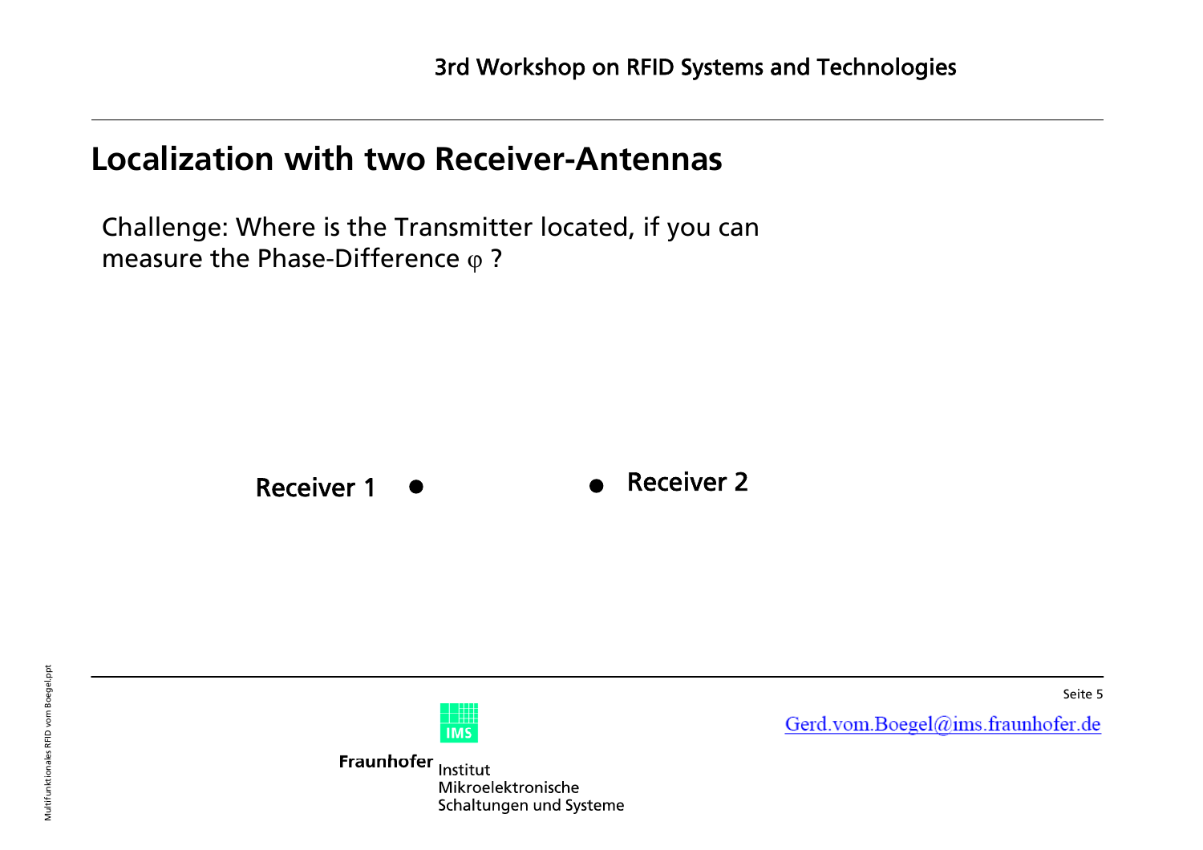## Localization with two Receiver-Antennas

Challenge: Where is the Transmitter located, if you can measure the Phase-Difference $\varphi$ ?

**Receiver 1** ● ● **Receiver 2**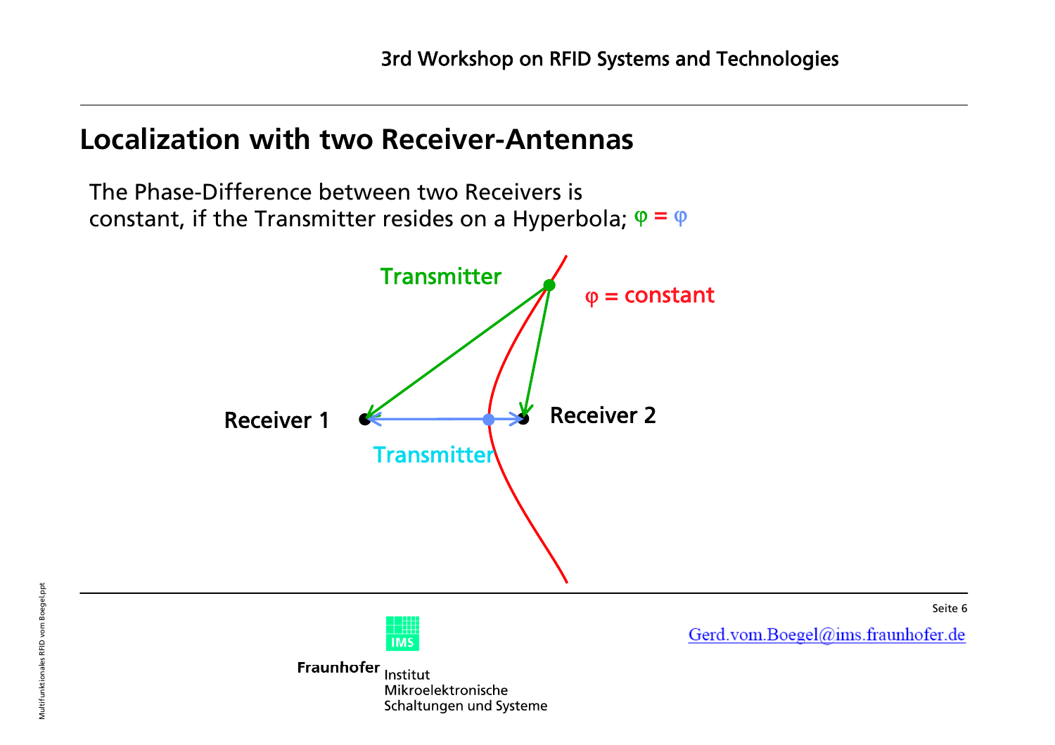## Localization with two Receiver-Antennas

The Phase-Difference between two Receivers is constant, if the Transmitter resides on a Hyperbola; $\varphi = \varphi$

Transmitter

$\varphi$ = constant

Receiver 1

Receiver 2

Transmitter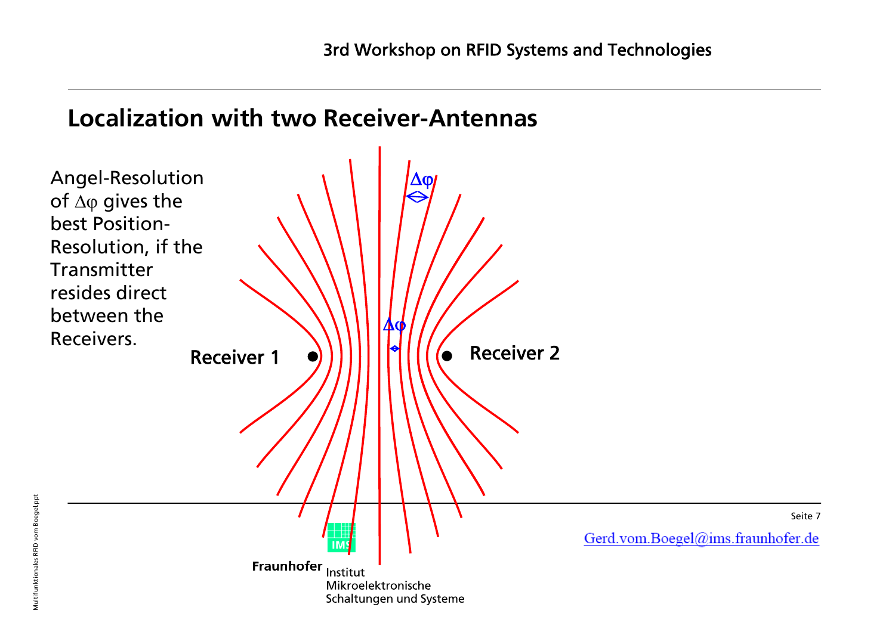# Localization with two Receiver-Antennas

Angel-Resolution of $\Delta\varphi$ gives the best Position-Resolution, if the Transmitter resides direct between the Receivers.

Receiver 1

Receiver 2

$\Delta\varphi$

$\Delta\varphi$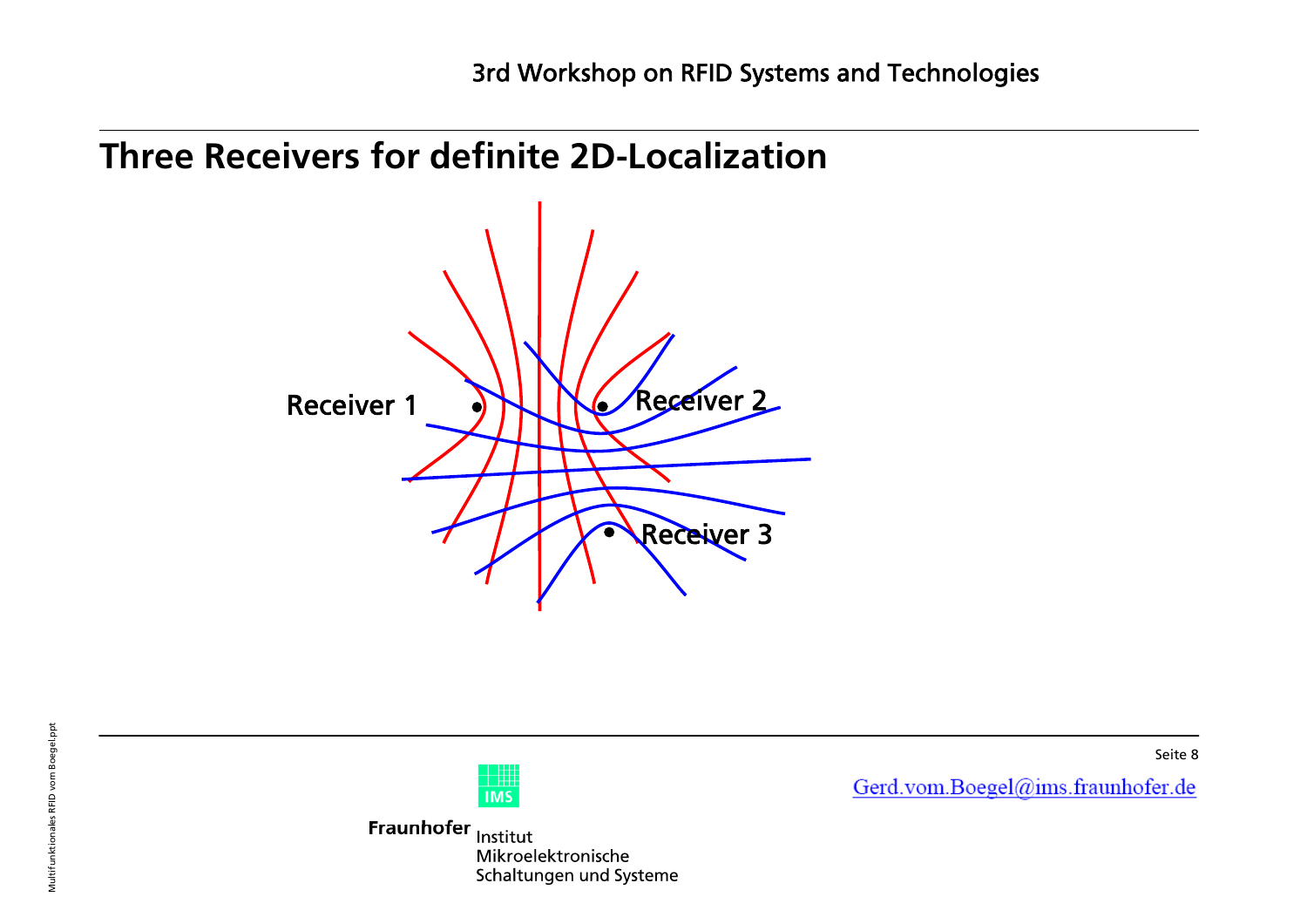# Three Receivers for definite 2D-Localization

Receiver 1

Receiver 2

Receiver 3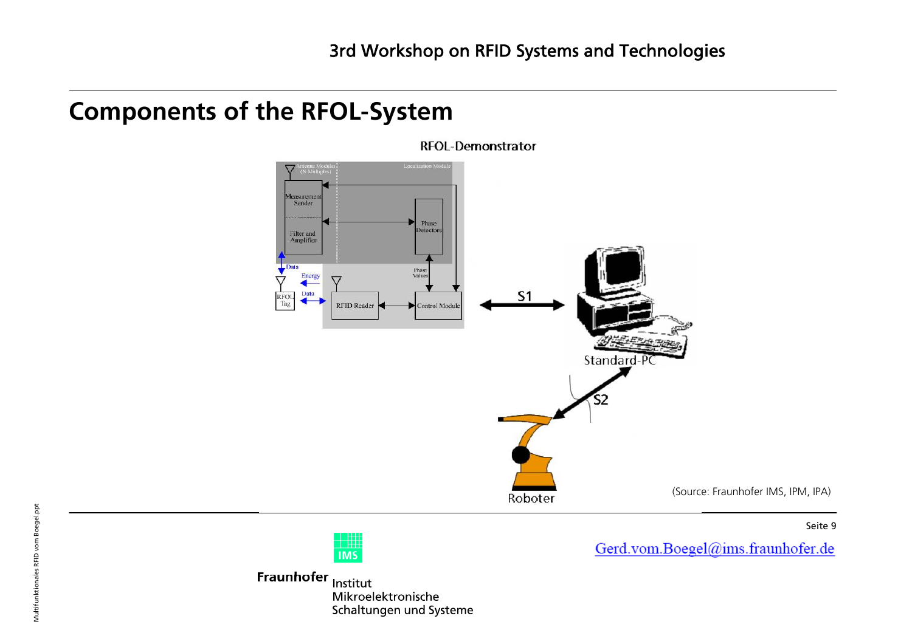# Components of the RFOL-System

RFOL-Demonstrator

Antenna Modules (N Multiples)

Localization Module

Measurement Sender

Filter and Amplifier

Phase Detectors

Data

Energy

Data

Phase Values

RFOL Tag

RFID Reader

Control Module

S1

Standard-PC

S2

Roboter

(Source: Fraunhofer IMS, IPM, IPA)

Gerd.vom.Boegel@ims.fraunhofer.de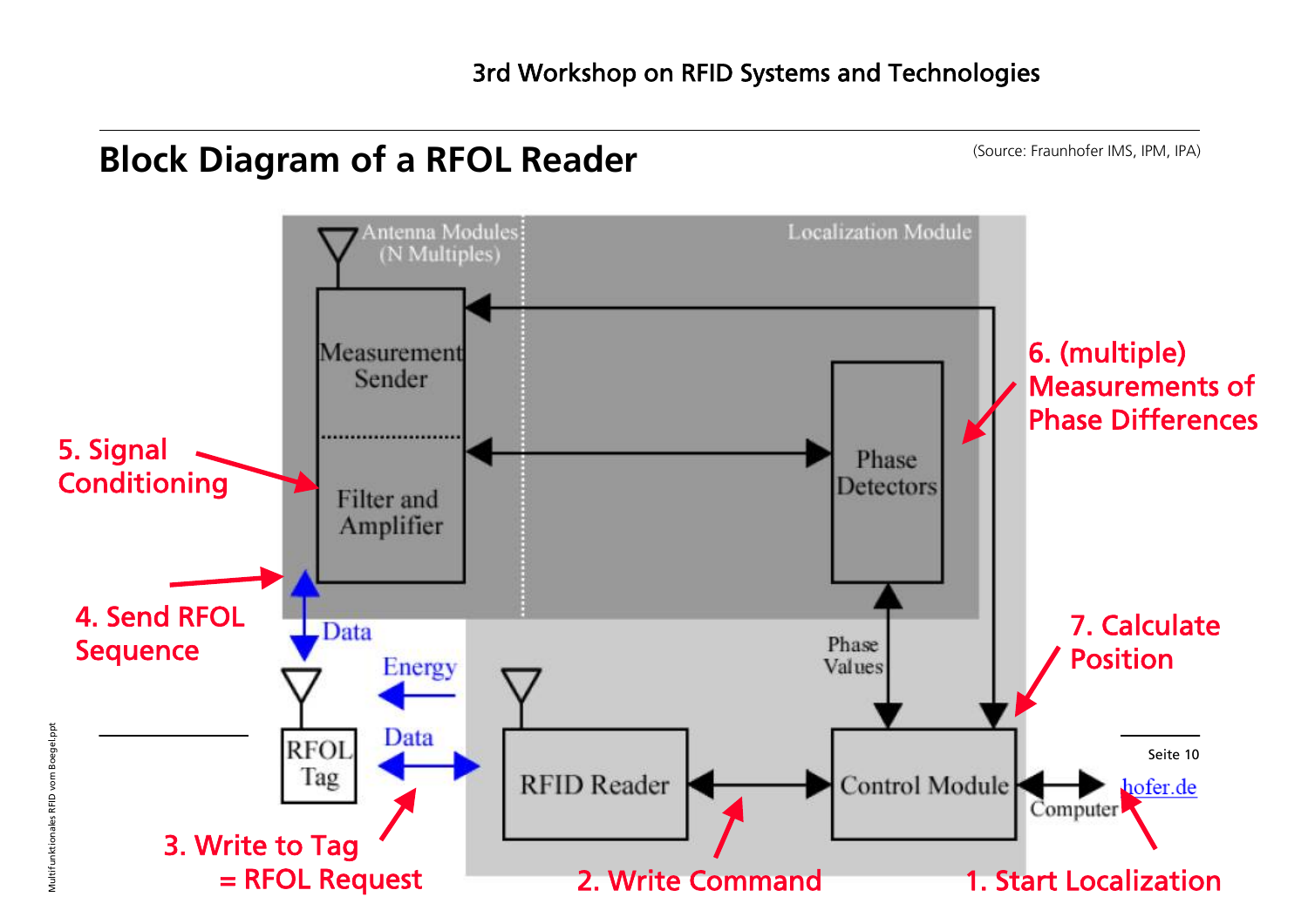## Block Diagram of a RFOL Reader

(Source: Fraunhofer IMS, IPM, IPA)

Antenna Modules (N Multiples)

Localization Module

Measurement Sender

Filter and Amplifier

Phase Detectors

Phase Values

RFOL Tag

RFID Reader

Control Module

Computer

Data

Energy

Data

1. Start Localization
2. Write Command
3. Write to Tag = RFOL Request
4. Send RFOL Sequence
5. Signal Conditioning
6. (multiple) Measurements of Phase Differences
7. Calculate Position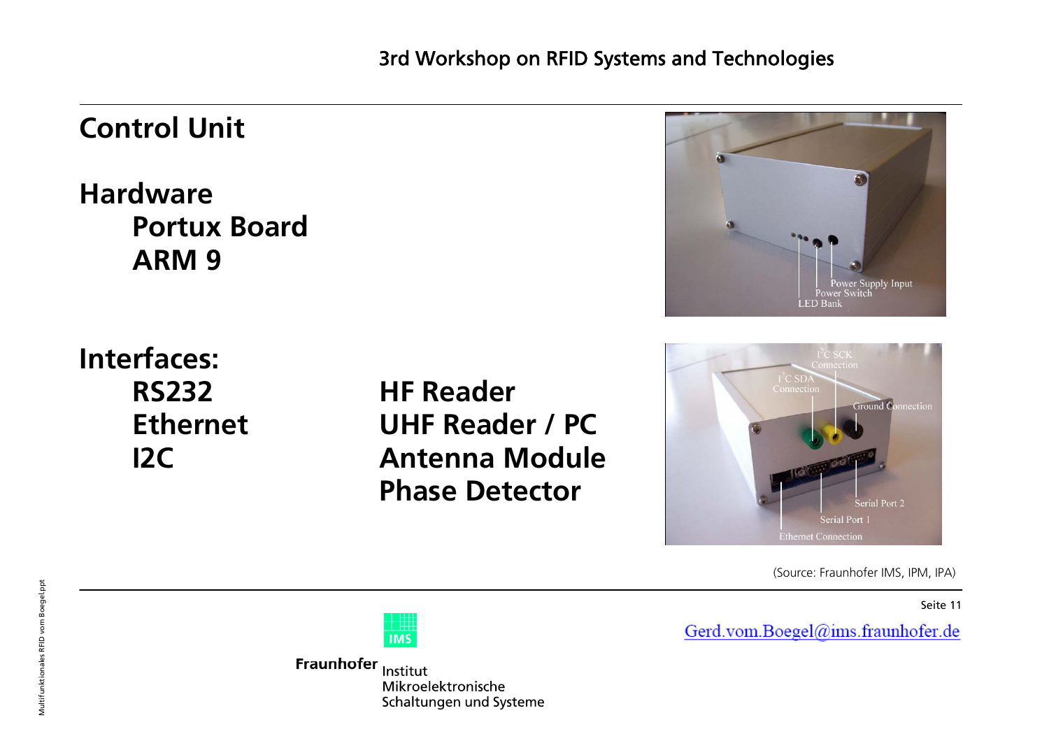# Control Unit

## Hardware

**Portux Board**

**ARM 9**

## Interfaces:

| | |
|---|---|
| **RS232** | **HF Reader** |
| **Ethernet** | **UHF Reader / PC** |
| **I2C** | **Antenna Module** |
| | **Phase Detector** |

(Source: Fraunhofer IMS, IPM, IPA)

Gerd.vom.Boegel@ims.fraunhofer.de

Fraunhofer Institut Mikroelektronische Schaltungen und Systeme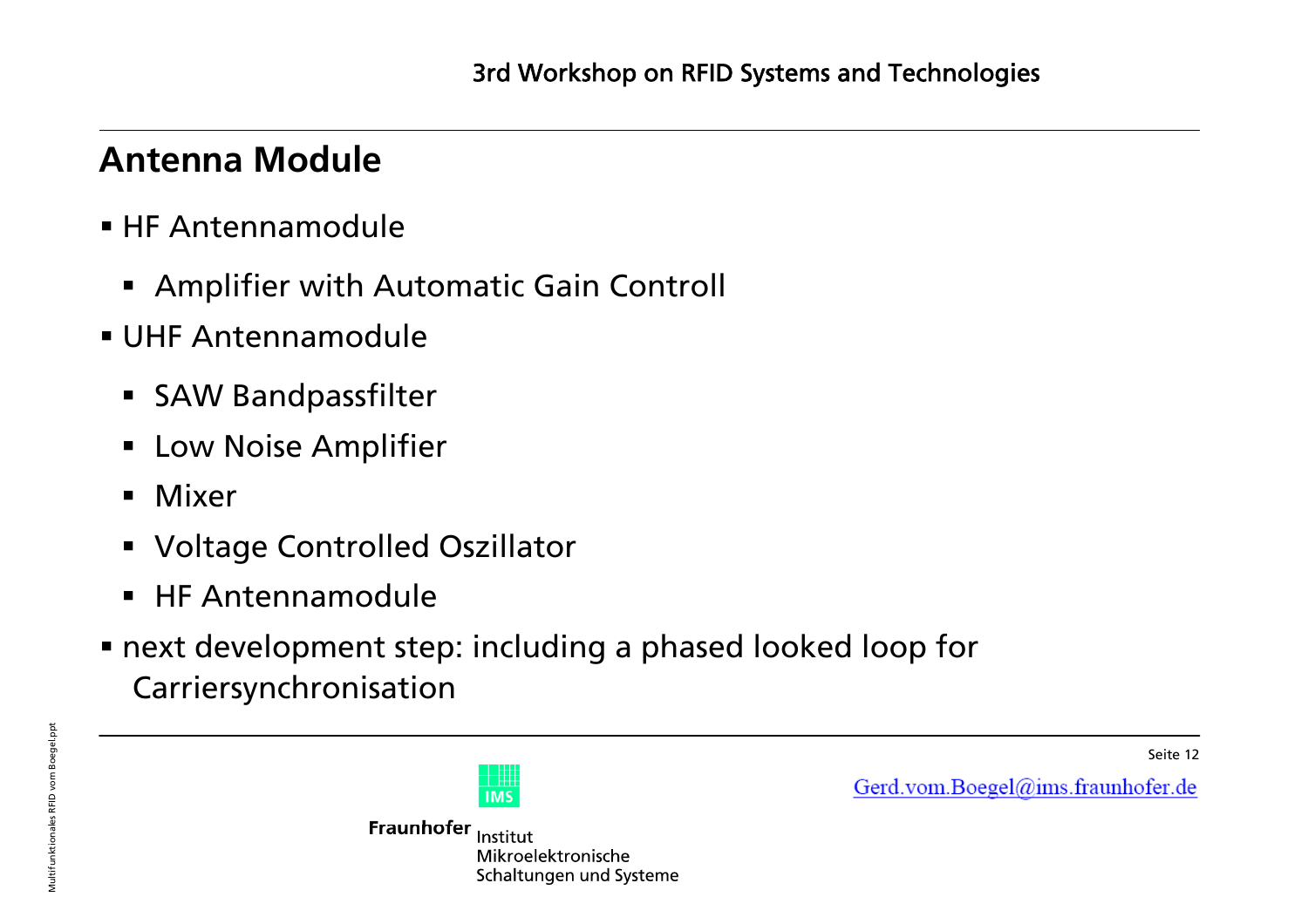## Antenna Module

- HF Antennamodule
  - Amplifier with Automatic Gain Controll
- UHF Antennamodule
  - SAW Bandpassfilter
  - Low Noise Amplifier
  - Mixer
  - Voltage Controlled Oszillator
  - HF Antennamodule
- next development step: including a phased looked loop for Carriersynchronisation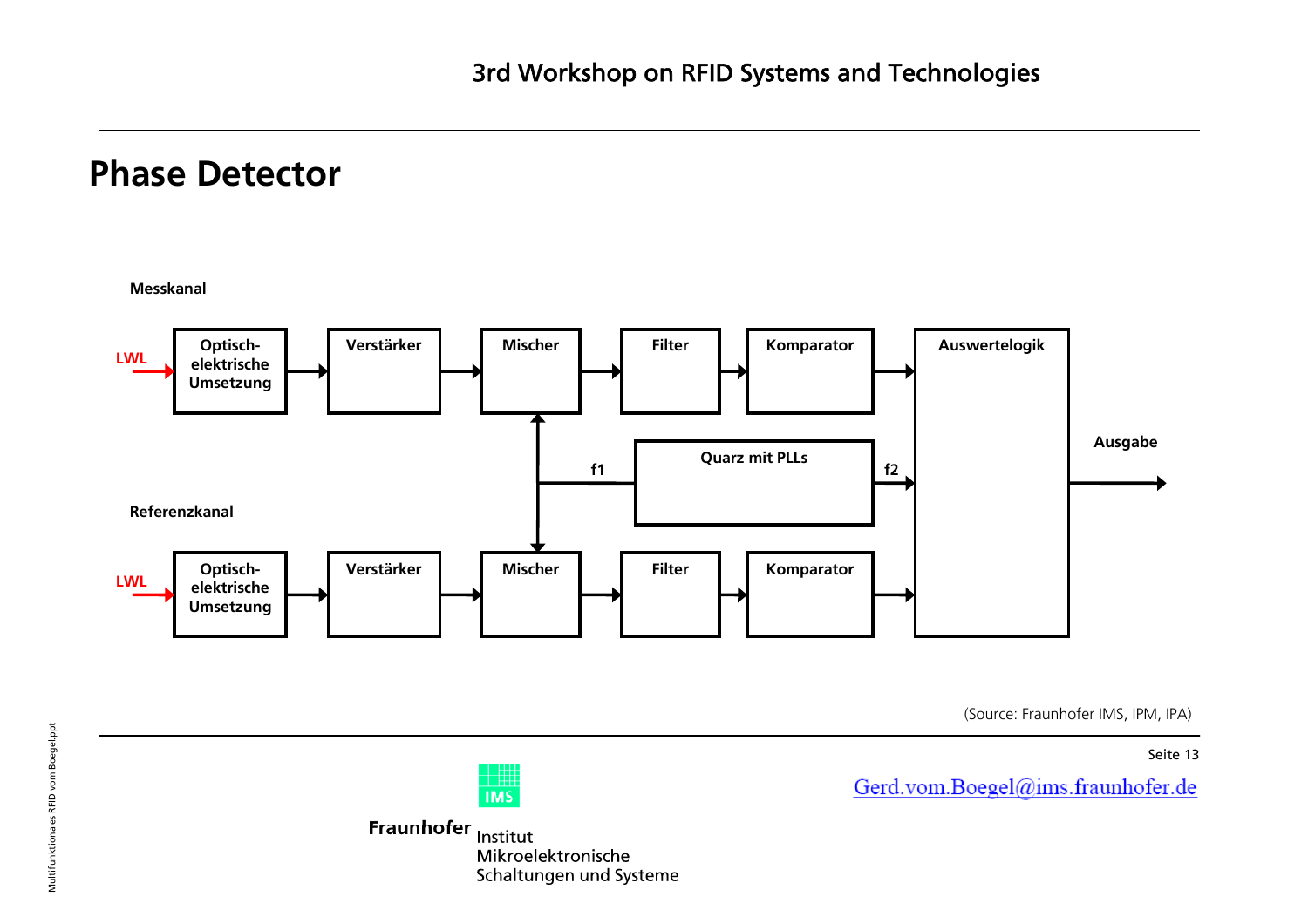## Phase Detector

Messkanal

LWL → Optisch-elektrische Umsetzung → Verstärker → Mischer → Filter → Komparator → Auswertelogik

Quarz mit PLLs (f1 → Mischer; f2 → Auswertelogik)

Referenzkanal

LWL → Optisch-elektrische Umsetzung → Verstärker → Mischer → Filter → Komparator → Auswertelogik

Auswertelogik → Ausgabe

(Source: Fraunhofer IMS, IPM, IPA)

Gerd.vom.Boegel@ims.fraunhofer.de

Fraunhofer Institut Mikroelektronische Schaltungen und Systeme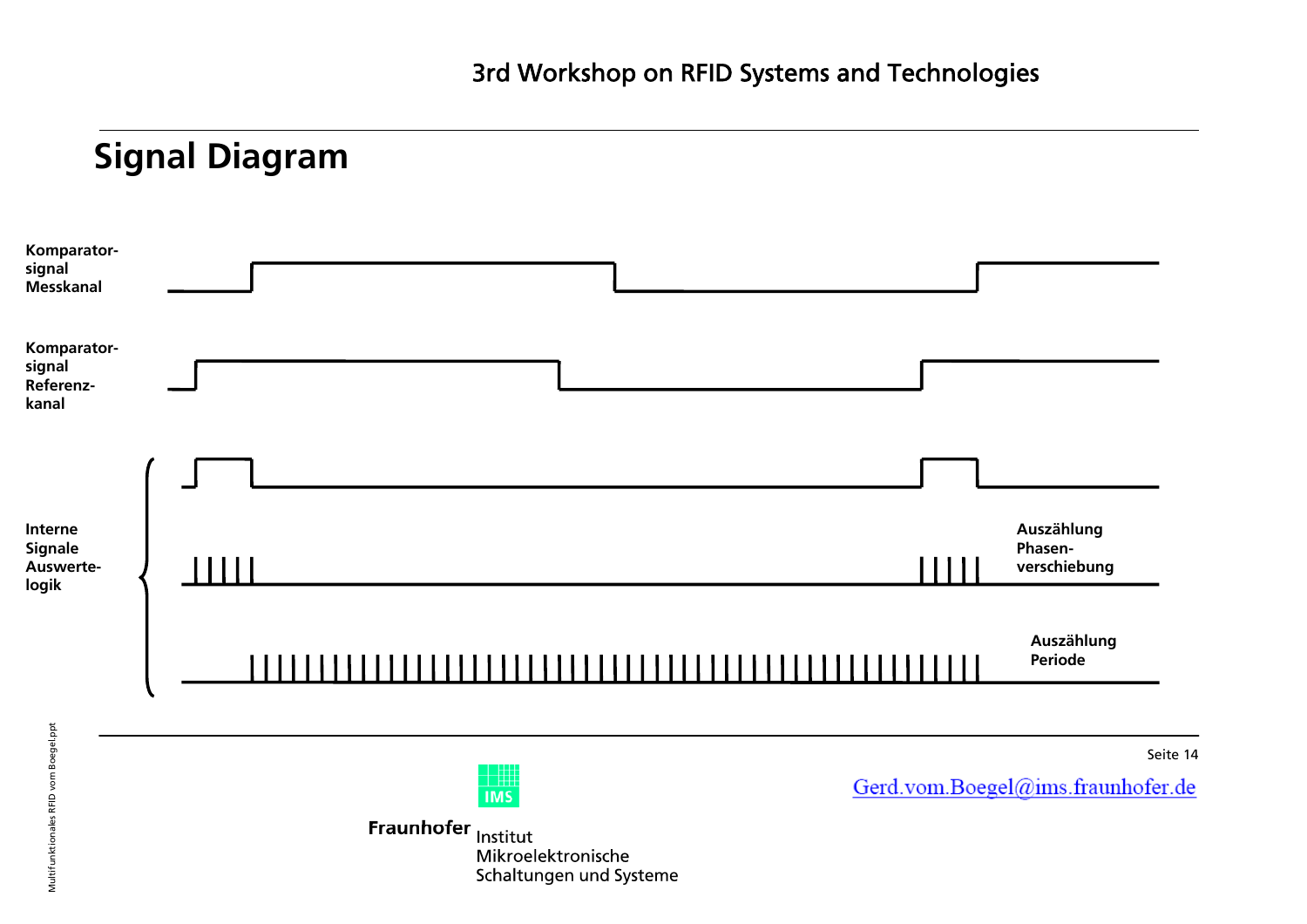## Signal Diagram

Komparator-
signal
Messkanal

Komparator-
signal
Referenz-
kanal

Interne
Signale
Auswerte-
logik

Auszählung
Phasen-
verschiebung

Auszählung
Periode

Gerd.vom.Boegel@ims.fraunhofer.de

Fraunhofer Institut
Mikroelektronische
Schaltungen und Systeme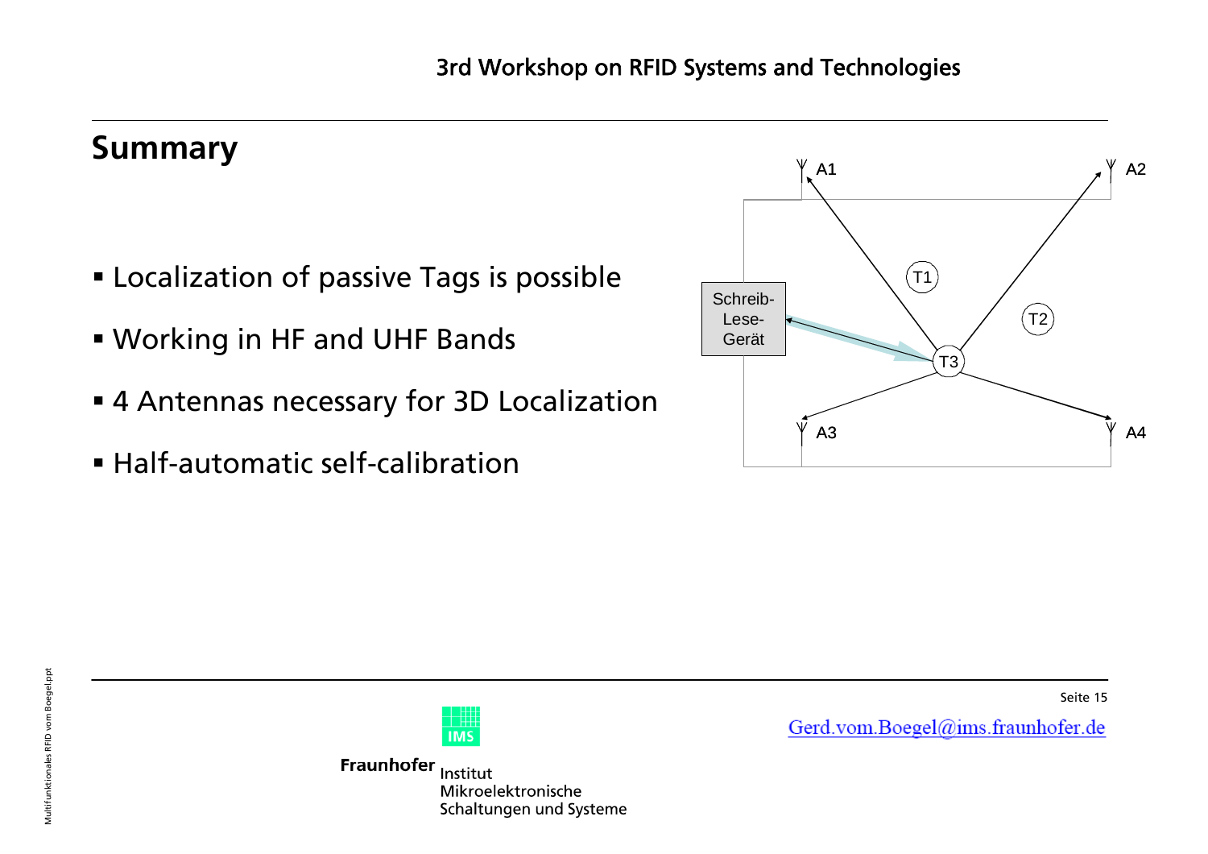## Summary

- Localization of passive Tags is possible
- Working in HF and UHF Bands
- 4 Antennas necessary for 3D Localization
- Half-automatic self-calibration

A1
A2
T1
T2
Schreib-
Lese-
Gerät
T3
A3
A4

Gerd.vom.Boegel@ims.fraunhofer.de

Fraunhofer Institut Mikroelektronische Schaltungen und Systeme